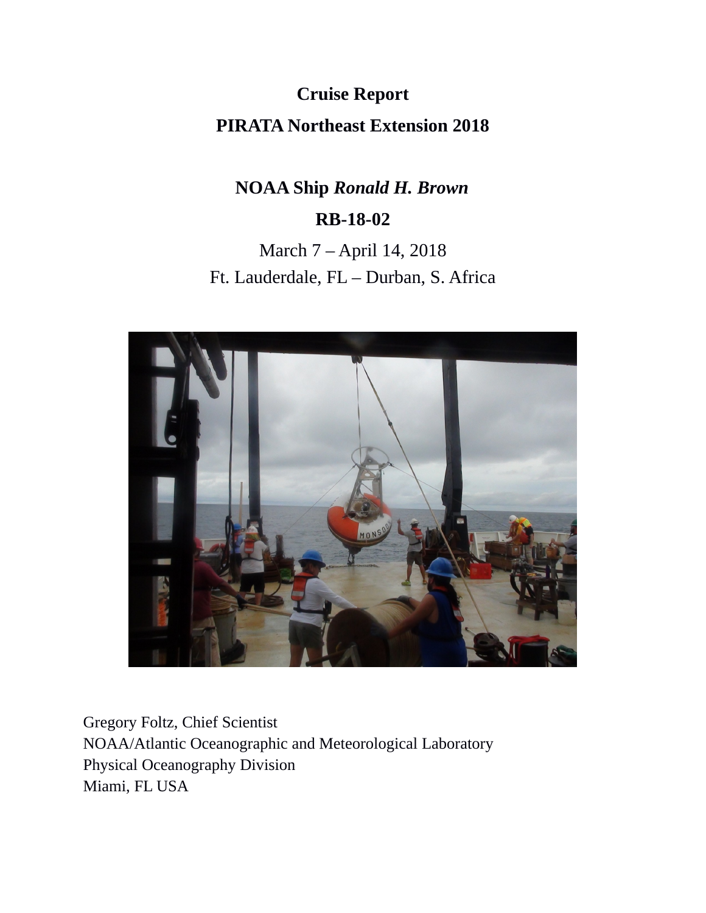# Cruise Report

## PIRATA Northeast Extension 2018

## NOAA Ship *Ronald H. Brown*

## RB-18-02

March 7 – April 14, 2018

Ft. Lauderdale, FL – Durban, S. Africa

Gregory Foltz, Chief Scientist
NOAA/Atlantic Oceanographic and Meteorological Laboratory
Physical Oceanography Division
Miami, FL USA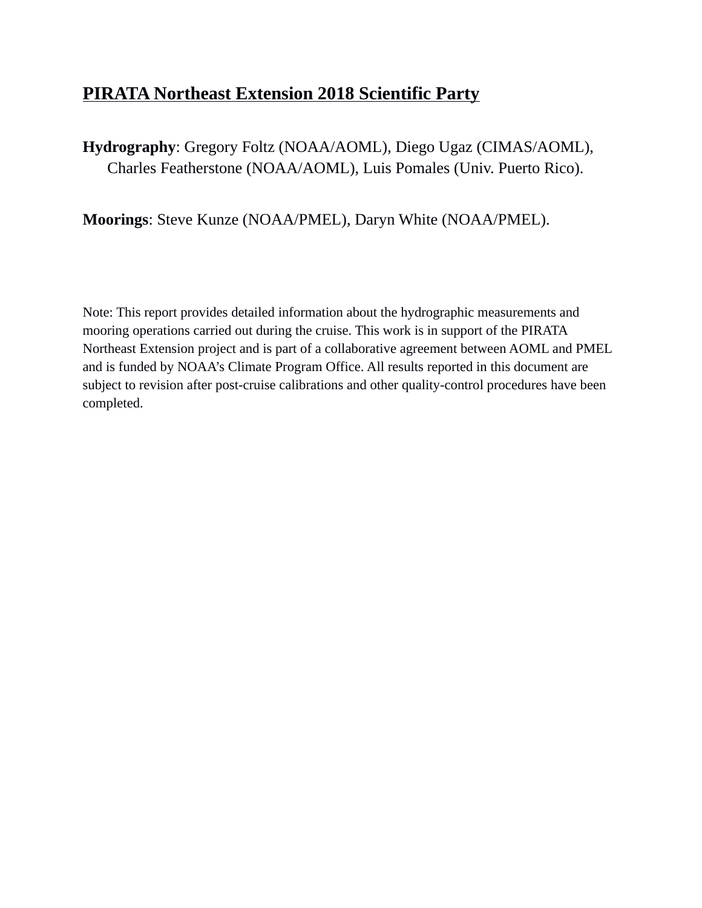## PIRATA Northeast Extension 2018 Scientific Party

**Hydrography**: Gregory Foltz (NOAA/AOML), Diego Ugaz (CIMAS/AOML), Charles Featherstone (NOAA/AOML), Luis Pomales (Univ. Puerto Rico).

**Moorings**: Steve Kunze (NOAA/PMEL), Daryn White (NOAA/PMEL).

Note: This report provides detailed information about the hydrographic measurements and mooring operations carried out during the cruise. This work is in support of the PIRATA Northeast Extension project and is part of a collaborative agreement between AOML and PMEL and is funded by NOAA's Climate Program Office. All results reported in this document are subject to revision after post-cruise calibrations and other quality-control procedures have been completed.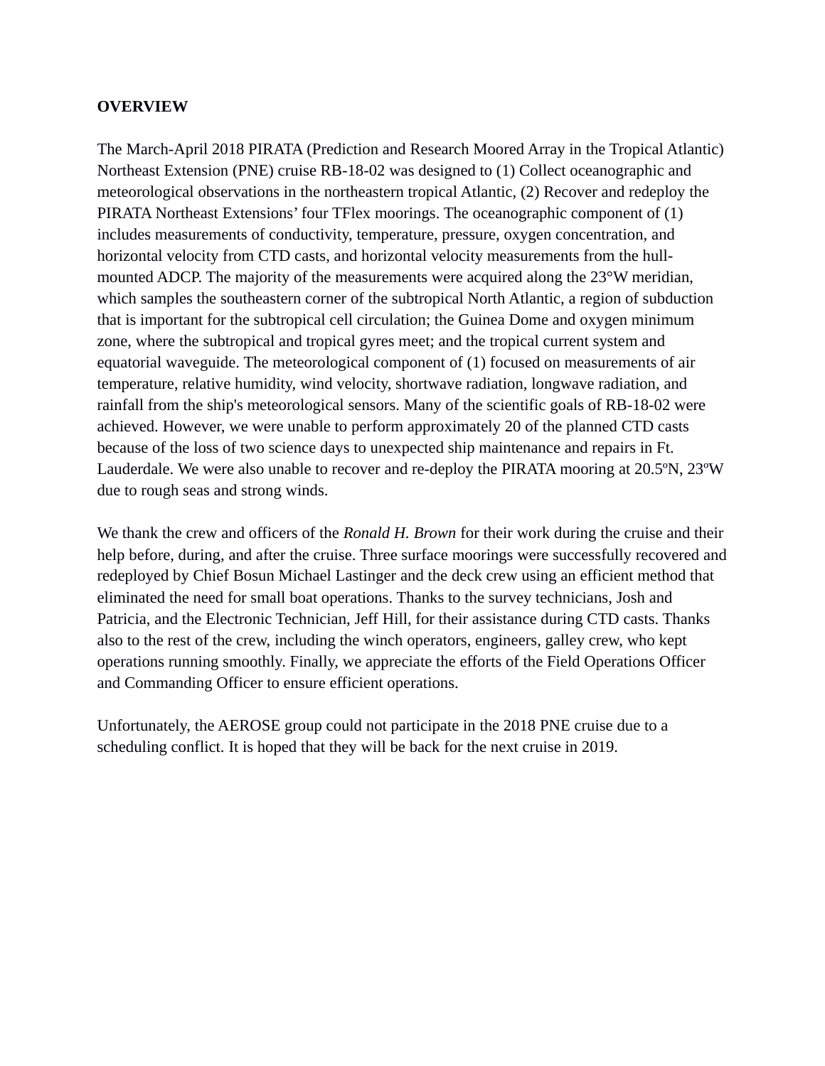## OVERVIEW

The March-April 2018 PIRATA (Prediction and Research Moored Array in the Tropical Atlantic) Northeast Extension (PNE) cruise RB-18-02 was designed to (1) Collect oceanographic and meteorological observations in the northeastern tropical Atlantic, (2) Recover and redeploy the PIRATA Northeast Extensions' four TFlex moorings. The oceanographic component of (1) includes measurements of conductivity, temperature, pressure, oxygen concentration, and horizontal velocity from CTD casts, and horizontal velocity measurements from the hull-mounted ADCP. The majority of the measurements were acquired along the 23°W meridian, which samples the southeastern corner of the subtropical North Atlantic, a region of subduction that is important for the subtropical cell circulation; the Guinea Dome and oxygen minimum zone, where the subtropical and tropical gyres meet; and the tropical current system and equatorial waveguide. The meteorological component of (1) focused on measurements of air temperature, relative humidity, wind velocity, shortwave radiation, longwave radiation, and rainfall from the ship's meteorological sensors. Many of the scientific goals of RB-18-02 were achieved. However, we were unable to perform approximately 20 of the planned CTD casts because of the loss of two science days to unexpected ship maintenance and repairs in Ft. Lauderdale. We were also unable to recover and re-deploy the PIRATA mooring at 20.5ºN, 23ºW due to rough seas and strong winds.

We thank the crew and officers of the *Ronald H. Brown* for their work during the cruise and their help before, during, and after the cruise. Three surface moorings were successfully recovered and redeployed by Chief Bosun Michael Lastinger and the deck crew using an efficient method that eliminated the need for small boat operations. Thanks to the survey technicians, Josh and Patricia, and the Electronic Technician, Jeff Hill, for their assistance during CTD casts. Thanks also to the rest of the crew, including the winch operators, engineers, galley crew, who kept operations running smoothly. Finally, we appreciate the efforts of the Field Operations Officer and Commanding Officer to ensure efficient operations.

Unfortunately, the AEROSE group could not participate in the 2018 PNE cruise due to a scheduling conflict. It is hoped that they will be back for the next cruise in 2019.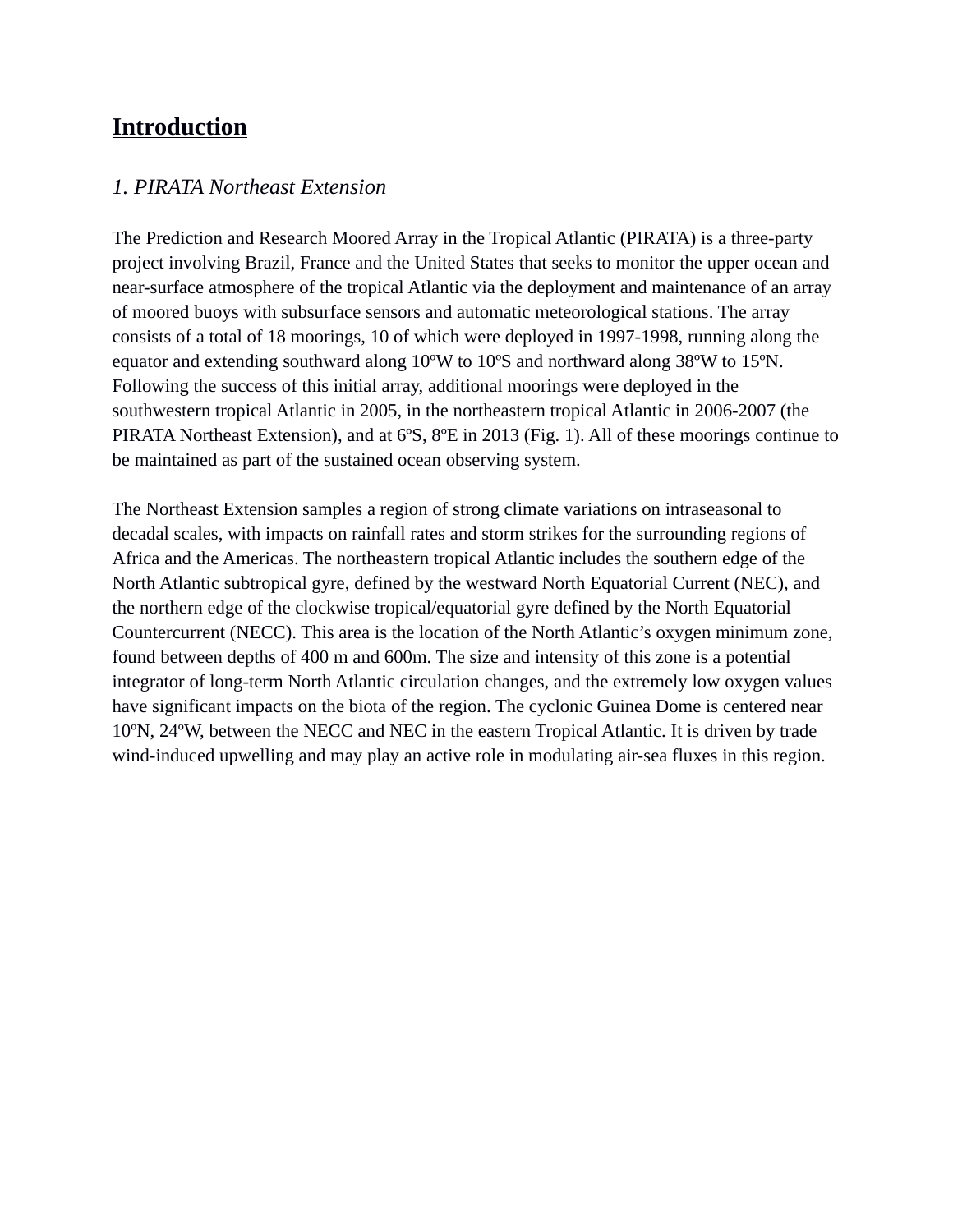# Introduction

## *1. PIRATA Northeast Extension*

The Prediction and Research Moored Array in the Tropical Atlantic (PIRATA) is a three-party project involving Brazil, France and the United States that seeks to monitor the upper ocean and near-surface atmosphere of the tropical Atlantic via the deployment and maintenance of an array of moored buoys with subsurface sensors and automatic meteorological stations. The array consists of a total of 18 moorings, 10 of which were deployed in 1997-1998, running along the equator and extending southward along 10ºW to 10ºS and northward along 38ºW to 15ºN. Following the success of this initial array, additional moorings were deployed in the southwestern tropical Atlantic in 2005, in the northeastern tropical Atlantic in 2006-2007 (the PIRATA Northeast Extension), and at 6ºS, 8ºE in 2013 (Fig. 1). All of these moorings continue to be maintained as part of the sustained ocean observing system.

The Northeast Extension samples a region of strong climate variations on intraseasonal to decadal scales, with impacts on rainfall rates and storm strikes for the surrounding regions of Africa and the Americas. The northeastern tropical Atlantic includes the southern edge of the North Atlantic subtropical gyre, defined by the westward North Equatorial Current (NEC), and the northern edge of the clockwise tropical/equatorial gyre defined by the North Equatorial Countercurrent (NECC). This area is the location of the North Atlantic's oxygen minimum zone, found between depths of 400 m and 600m. The size and intensity of this zone is a potential integrator of long-term North Atlantic circulation changes, and the extremely low oxygen values have significant impacts on the biota of the region. The cyclonic Guinea Dome is centered near 10ºN, 24ºW, between the NECC and NEC in the eastern Tropical Atlantic. It is driven by trade wind-induced upwelling and may play an active role in modulating air-sea fluxes in this region.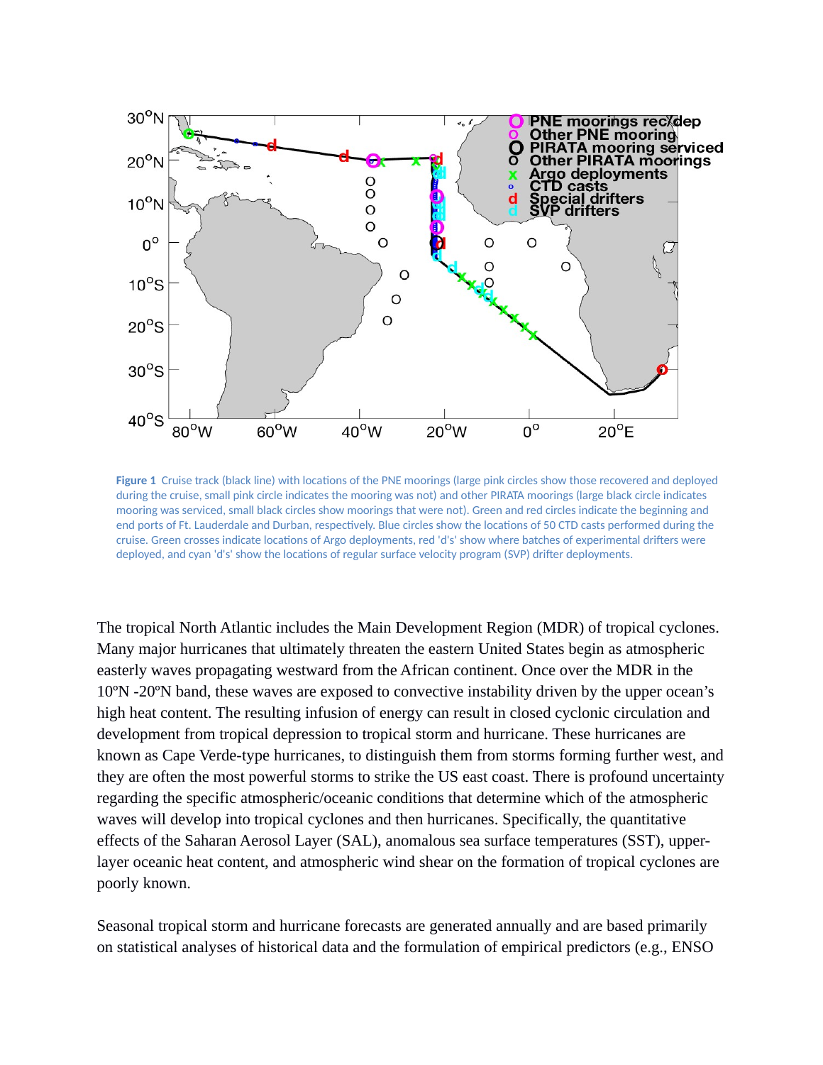**Figure 1** Cruise track (black line) with locations of the PNE moorings (large pink circles show those recovered and deployed during the cruise, small pink circle indicates the mooring was not) and other PIRATA moorings (large black circle indicates mooring was serviced, small black circles show moorings that were not). Green and red circles indicate the beginning and end ports of Ft. Lauderdale and Durban, respectively. Blue circles show the locations of 50 CTD casts performed during the cruise. Green crosses indicate locations of Argo deployments, red 'd's' show where batches of experimental drifters were deployed, and cyan 'd's' show the locations of regular surface velocity program (SVP) drifter deployments.

The tropical North Atlantic includes the Main Development Region (MDR) of tropical cyclones. Many major hurricanes that ultimately threaten the eastern United States begin as atmospheric easterly waves propagating westward from the African continent. Once over the MDR in the 10ºN -20ºN band, these waves are exposed to convective instability driven by the upper ocean's high heat content. The resulting infusion of energy can result in closed cyclonic circulation and development from tropical depression to tropical storm and hurricane. These hurricanes are known as Cape Verde-type hurricanes, to distinguish them from storms forming further west, and they are often the most powerful storms to strike the US east coast. There is profound uncertainty regarding the specific atmospheric/oceanic conditions that determine which of the atmospheric waves will develop into tropical cyclones and then hurricanes. Specifically, the quantitative effects of the Saharan Aerosol Layer (SAL), anomalous sea surface temperatures (SST), upper-layer oceanic heat content, and atmospheric wind shear on the formation of tropical cyclones are poorly known.

Seasonal tropical storm and hurricane forecasts are generated annually and are based primarily on statistical analyses of historical data and the formulation of empirical predictors (e.g., ENSO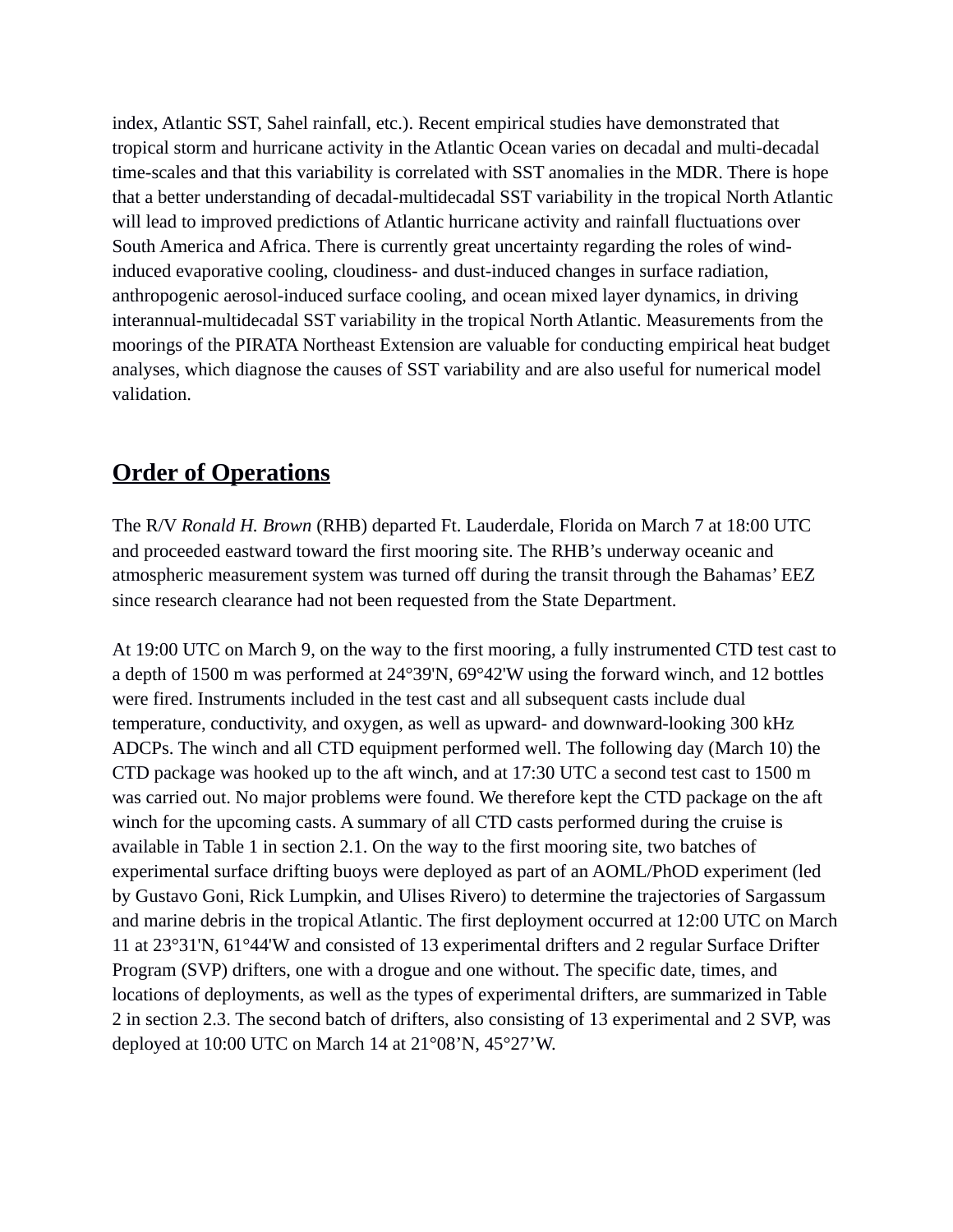index, Atlantic SST, Sahel rainfall, etc.). Recent empirical studies have demonstrated that tropical storm and hurricane activity in the Atlantic Ocean varies on decadal and multi-decadal time-scales and that this variability is correlated with SST anomalies in the MDR. There is hope that a better understanding of decadal-multidecadal SST variability in the tropical North Atlantic will lead to improved predictions of Atlantic hurricane activity and rainfall fluctuations over South America and Africa. There is currently great uncertainty regarding the roles of wind-induced evaporative cooling, cloudiness- and dust-induced changes in surface radiation, anthropogenic aerosol-induced surface cooling, and ocean mixed layer dynamics, in driving interannual-multidecadal SST variability in the tropical North Atlantic. Measurements from the moorings of the PIRATA Northeast Extension are valuable for conducting empirical heat budget analyses, which diagnose the causes of SST variability and are also useful for numerical model validation.

## Order of Operations

The R/V *Ronald H. Brown* (RHB) departed Ft. Lauderdale, Florida on March 7 at 18:00 UTC and proceeded eastward toward the first mooring site. The RHB's underway oceanic and atmospheric measurement system was turned off during the transit through the Bahamas' EEZ since research clearance had not been requested from the State Department.

At 19:00 UTC on March 9, on the way to the first mooring, a fully instrumented CTD test cast to a depth of 1500 m was performed at 24°39'N, 69°42'W using the forward winch, and 12 bottles were fired. Instruments included in the test cast and all subsequent casts include dual temperature, conductivity, and oxygen, as well as upward- and downward-looking 300 kHz ADCPs. The winch and all CTD equipment performed well. The following day (March 10) the CTD package was hooked up to the aft winch, and at 17:30 UTC a second test cast to 1500 m was carried out. No major problems were found. We therefore kept the CTD package on the aft winch for the upcoming casts. A summary of all CTD casts performed during the cruise is available in Table 1 in section 2.1. On the way to the first mooring site, two batches of experimental surface drifting buoys were deployed as part of an AOML/PhOD experiment (led by Gustavo Goni, Rick Lumpkin, and Ulises Rivero) to determine the trajectories of Sargassum and marine debris in the tropical Atlantic. The first deployment occurred at 12:00 UTC on March 11 at 23°31'N, 61°44'W and consisted of 13 experimental drifters and 2 regular Surface Drifter Program (SVP) drifters, one with a drogue and one without. The specific date, times, and locations of deployments, as well as the types of experimental drifters, are summarized in Table 2 in section 2.3. The second batch of drifters, also consisting of 13 experimental and 2 SVP, was deployed at 10:00 UTC on March 14 at 21°08'N, 45°27'W.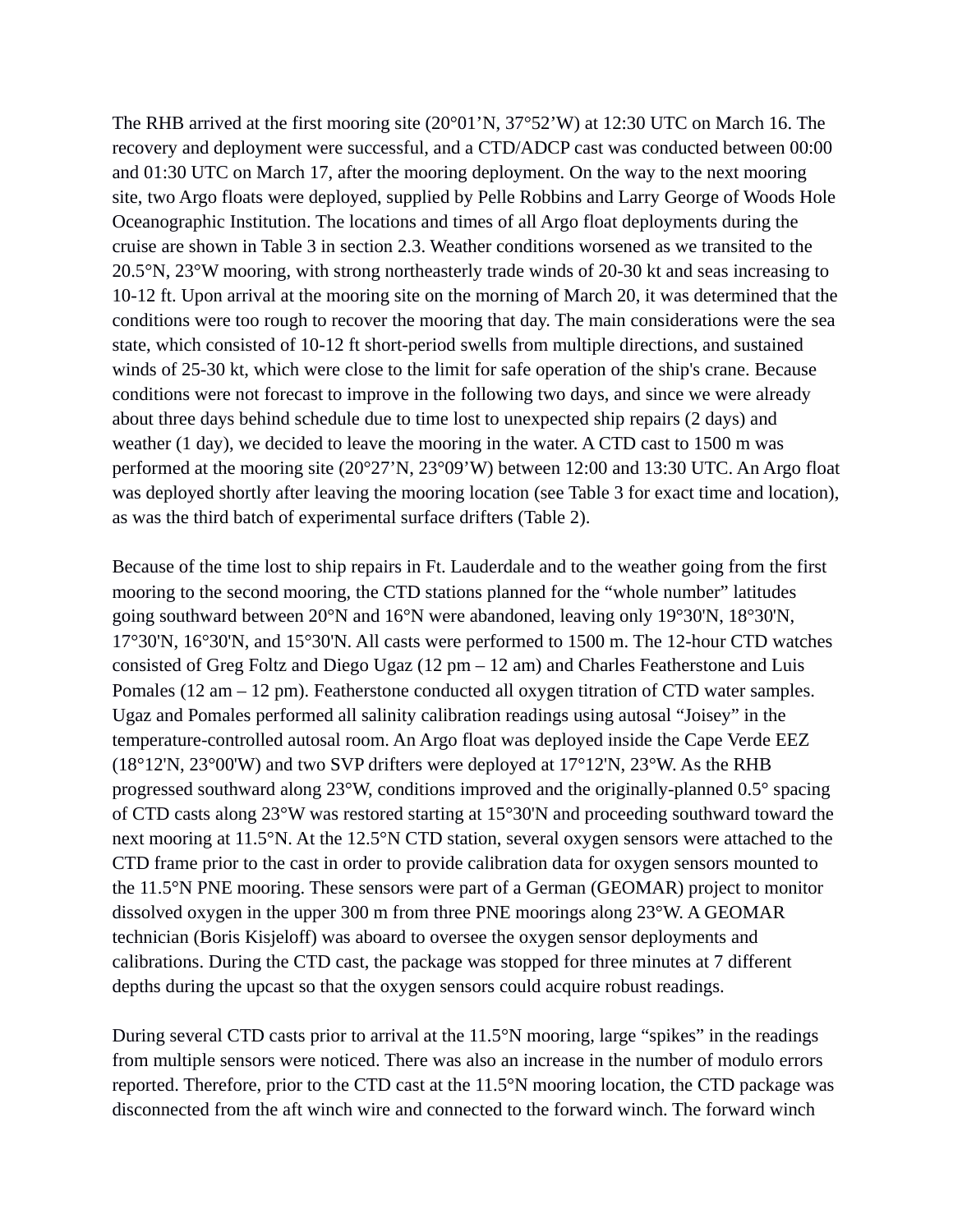The RHB arrived at the first mooring site (20°01’N, 37°52’W) at 12:30 UTC on March 16. The recovery and deployment were successful, and a CTD/ADCP cast was conducted between 00:00 and 01:30 UTC on March 17, after the mooring deployment. On the way to the next mooring site, two Argo floats were deployed, supplied by Pelle Robbins and Larry George of Woods Hole Oceanographic Institution. The locations and times of all Argo float deployments during the cruise are shown in Table 3 in section 2.3. Weather conditions worsened as we transited to the 20.5°N, 23°W mooring, with strong northeasterly trade winds of 20-30 kt and seas increasing to 10-12 ft. Upon arrival at the mooring site on the morning of March 20, it was determined that the conditions were too rough to recover the mooring that day. The main considerations were the sea state, which consisted of 10-12 ft short-period swells from multiple directions, and sustained winds of 25-30 kt, which were close to the limit for safe operation of the ship's crane. Because conditions were not forecast to improve in the following two days, and since we were already about three days behind schedule due to time lost to unexpected ship repairs (2 days) and weather (1 day), we decided to leave the mooring in the water. A CTD cast to 1500 m was performed at the mooring site (20°27’N, 23°09’W) between 12:00 and 13:30 UTC. An Argo float was deployed shortly after leaving the mooring location (see Table 3 for exact time and location), as was the third batch of experimental surface drifters (Table 2).

Because of the time lost to ship repairs in Ft. Lauderdale and to the weather going from the first mooring to the second mooring, the CTD stations planned for the “whole number” latitudes going southward between 20°N and 16°N were abandoned, leaving only 19°30'N, 18°30'N, 17°30'N, 16°30'N, and 15°30'N. All casts were performed to 1500 m. The 12-hour CTD watches consisted of Greg Foltz and Diego Ugaz (12 pm – 12 am) and Charles Featherstone and Luis Pomales (12 am – 12 pm). Featherstone conducted all oxygen titration of CTD water samples. Ugaz and Pomales performed all salinity calibration readings using autosal “Joisey” in the temperature-controlled autosal room. An Argo float was deployed inside the Cape Verde EEZ (18°12'N, 23°00'W) and two SVP drifters were deployed at 17°12'N, 23°W. As the RHB progressed southward along 23°W, conditions improved and the originally-planned 0.5° spacing of CTD casts along 23°W was restored starting at 15°30'N and proceeding southward toward the next mooring at 11.5°N. At the 12.5°N CTD station, several oxygen sensors were attached to the CTD frame prior to the cast in order to provide calibration data for oxygen sensors mounted to the 11.5°N PNE mooring. These sensors were part of a German (GEOMAR) project to monitor dissolved oxygen in the upper 300 m from three PNE moorings along 23°W. A GEOMAR technician (Boris Kisjeloff) was aboard to oversee the oxygen sensor deployments and calibrations. During the CTD cast, the package was stopped for three minutes at 7 different depths during the upcast so that the oxygen sensors could acquire robust readings.

During several CTD casts prior to arrival at the 11.5°N mooring, large “spikes” in the readings from multiple sensors were noticed. There was also an increase in the number of modulo errors reported. Therefore, prior to the CTD cast at the 11.5°N mooring location, the CTD package was disconnected from the aft winch wire and connected to the forward winch. The forward winch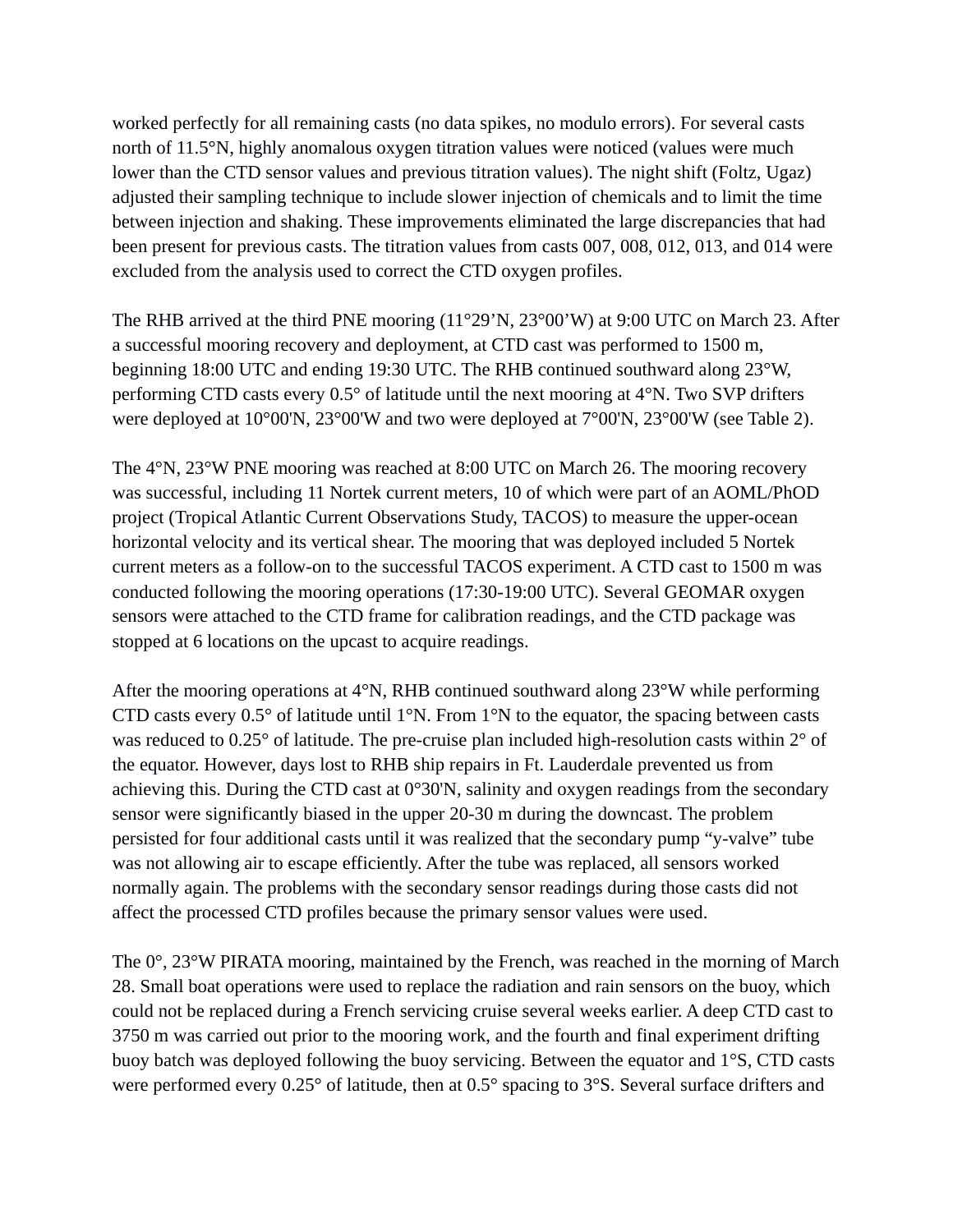worked perfectly for all remaining casts (no data spikes, no modulo errors). For several casts north of 11.5°N, highly anomalous oxygen titration values were noticed (values were much lower than the CTD sensor values and previous titration values). The night shift (Foltz, Ugaz) adjusted their sampling technique to include slower injection of chemicals and to limit the time between injection and shaking. These improvements eliminated the large discrepancies that had been present for previous casts. The titration values from casts 007, 008, 012, 013, and 014 were excluded from the analysis used to correct the CTD oxygen profiles.

The RHB arrived at the third PNE mooring (11°29'N, 23°00'W) at 9:00 UTC on March 23. After a successful mooring recovery and deployment, at CTD cast was performed to 1500 m, beginning 18:00 UTC and ending 19:30 UTC. The RHB continued southward along 23°W, performing CTD casts every 0.5° of latitude until the next mooring at 4°N. Two SVP drifters were deployed at 10°00'N, 23°00'W and two were deployed at 7°00'N, 23°00'W (see Table 2).

The 4°N, 23°W PNE mooring was reached at 8:00 UTC on March 26. The mooring recovery was successful, including 11 Nortek current meters, 10 of which were part of an AOML/PhOD project (Tropical Atlantic Current Observations Study, TACOS) to measure the upper-ocean horizontal velocity and its vertical shear. The mooring that was deployed included 5 Nortek current meters as a follow-on to the successful TACOS experiment. A CTD cast to 1500 m was conducted following the mooring operations (17:30-19:00 UTC). Several GEOMAR oxygen sensors were attached to the CTD frame for calibration readings, and the CTD package was stopped at 6 locations on the upcast to acquire readings.

After the mooring operations at 4°N, RHB continued southward along 23°W while performing CTD casts every 0.5° of latitude until 1°N. From 1°N to the equator, the spacing between casts was reduced to 0.25° of latitude. The pre-cruise plan included high-resolution casts within 2° of the equator. However, days lost to RHB ship repairs in Ft. Lauderdale prevented us from achieving this. During the CTD cast at 0°30'N, salinity and oxygen readings from the secondary sensor were significantly biased in the upper 20-30 m during the downcast. The problem persisted for four additional casts until it was realized that the secondary pump "y-valve" tube was not allowing air to escape efficiently. After the tube was replaced, all sensors worked normally again. The problems with the secondary sensor readings during those casts did not affect the processed CTD profiles because the primary sensor values were used.

The 0°, 23°W PIRATA mooring, maintained by the French, was reached in the morning of March 28. Small boat operations were used to replace the radiation and rain sensors on the buoy, which could not be replaced during a French servicing cruise several weeks earlier. A deep CTD cast to 3750 m was carried out prior to the mooring work, and the fourth and final experiment drifting buoy batch was deployed following the buoy servicing. Between the equator and 1°S, CTD casts were performed every 0.25° of latitude, then at 0.5° spacing to 3°S. Several surface drifters and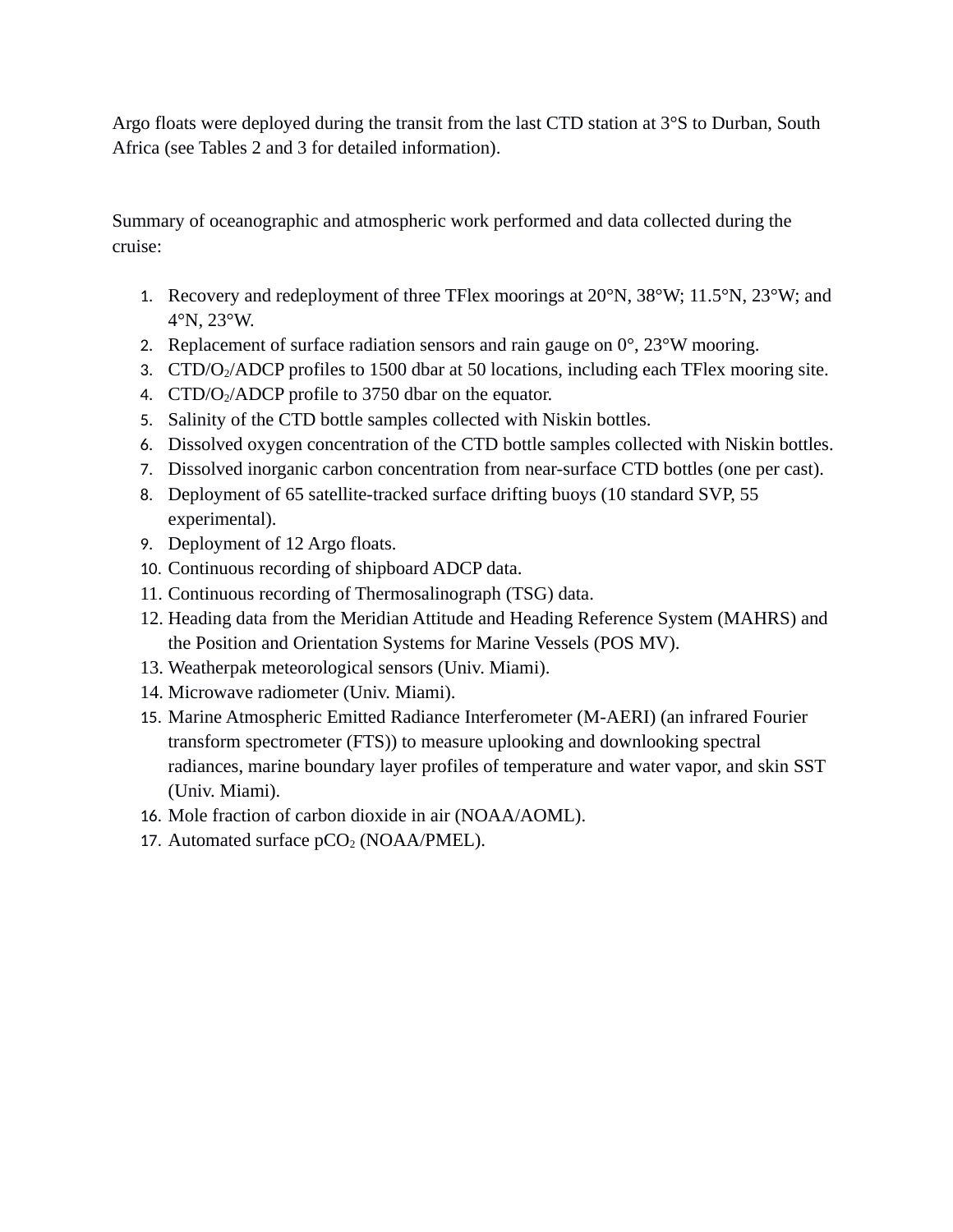Argo floats were deployed during the transit from the last CTD station at 3°S to Durban, South Africa (see Tables 2 and 3 for detailed information).

Summary of oceanographic and atmospheric work performed and data collected during the cruise:

1. Recovery and redeployment of three TFlex moorings at 20°N, 38°W; 11.5°N, 23°W; and 4°N, 23°W.
2. Replacement of surface radiation sensors and rain gauge on 0°, 23°W mooring.
3. CTD/$O_2$/ADCP profiles to 1500 dbar at 50 locations, including each TFlex mooring site.
4. CTD/$O_2$/ADCP profile to 3750 dbar on the equator.
5. Salinity of the CTD bottle samples collected with Niskin bottles.
6. Dissolved oxygen concentration of the CTD bottle samples collected with Niskin bottles.
7. Dissolved inorganic carbon concentration from near-surface CTD bottles (one per cast).
8. Deployment of 65 satellite-tracked surface drifting buoys (10 standard SVP, 55 experimental).
9. Deployment of 12 Argo floats.
10. Continuous recording of shipboard ADCP data.
11. Continuous recording of Thermosalinograph (TSG) data.
12. Heading data from the Meridian Attitude and Heading Reference System (MAHRS) and the Position and Orientation Systems for Marine Vessels (POS MV).
13. Weatherpak meteorological sensors (Univ. Miami).
14. Microwave radiometer (Univ. Miami).
15. Marine Atmospheric Emitted Radiance Interferometer (M-AERI) (an infrared Fourier transform spectrometer (FTS)) to measure uplooking and downlooking spectral radiances, marine boundary layer profiles of temperature and water vapor, and skin SST (Univ. Miami).
16. Mole fraction of carbon dioxide in air (NOAA/AOML).
17. Automated surface $pCO_2$ (NOAA/PMEL).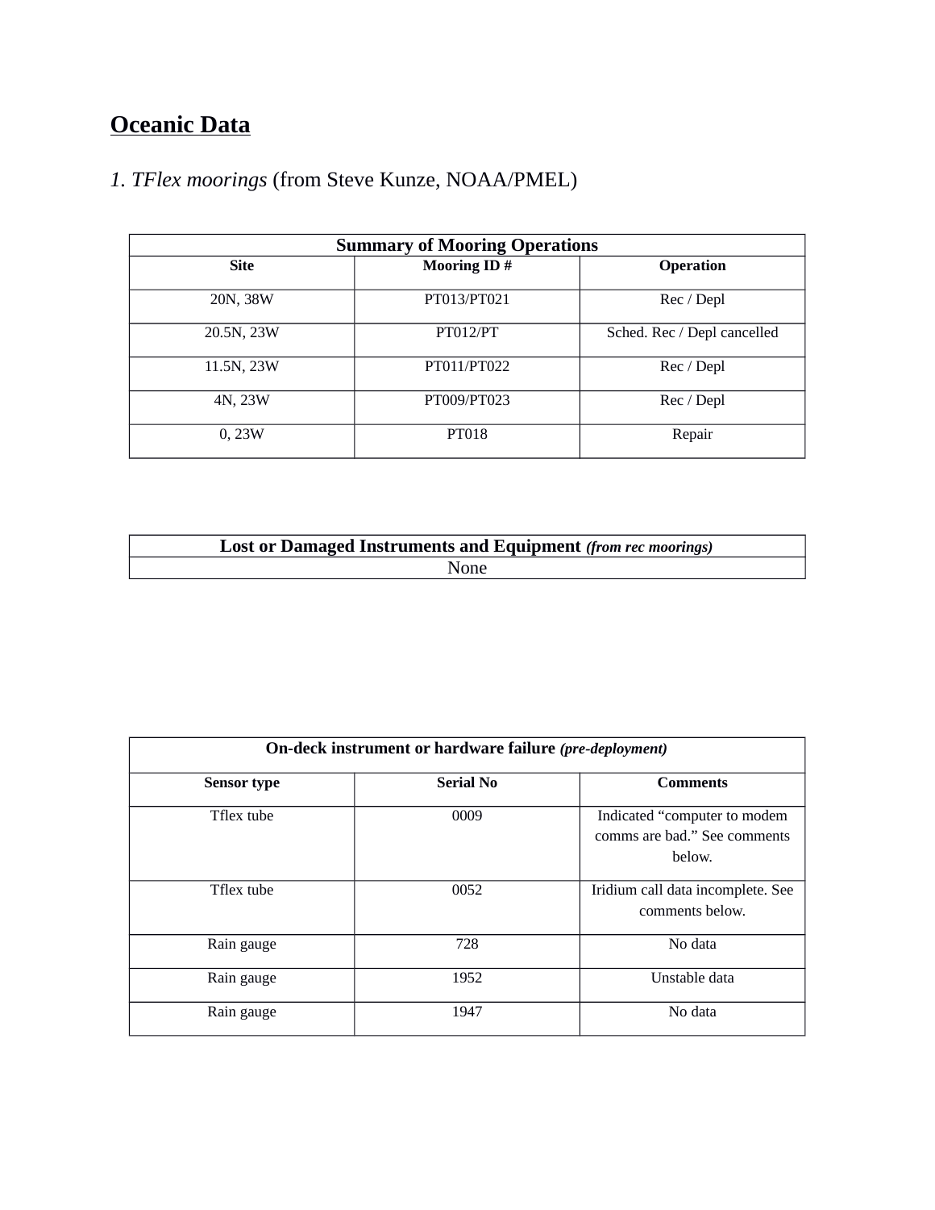## Oceanic Data

### *1. TFlex moorings* (from Steve Kunze, NOAA/PMEL)

| **Summary of Mooring Operations** | | |
|---|---|---|
| **Site** | **Mooring ID #** | **Operation** |
| 20N, 38W | PT013/PT021 | Rec / Depl |
| 20.5N, 23W | PT012/PT | Sched. Rec / Depl cancelled |
| 11.5N, 23W | PT011/PT022 | Rec / Depl |
| 4N, 23W | PT009/PT023 | Rec / Depl |
| 0, 23W | PT018 | Repair |

| **Lost or Damaged Instruments and Equipment** ***(from rec moorings)*** |
|---|
| None |

| **On-deck instrument or hardware failure** ***(pre-deployment)*** | | |
|---|---|---|
| **Sensor type** | **Serial No** | **Comments** |
| Tflex tube | 0009 | Indicated "computer to modem comms are bad." See comments below. |
| Tflex tube | 0052 | Iridium call data incomplete. See comments below. |
| Rain gauge | 728 | No data |
| Rain gauge | 1952 | Unstable data |
| Rain gauge | 1947 | No data |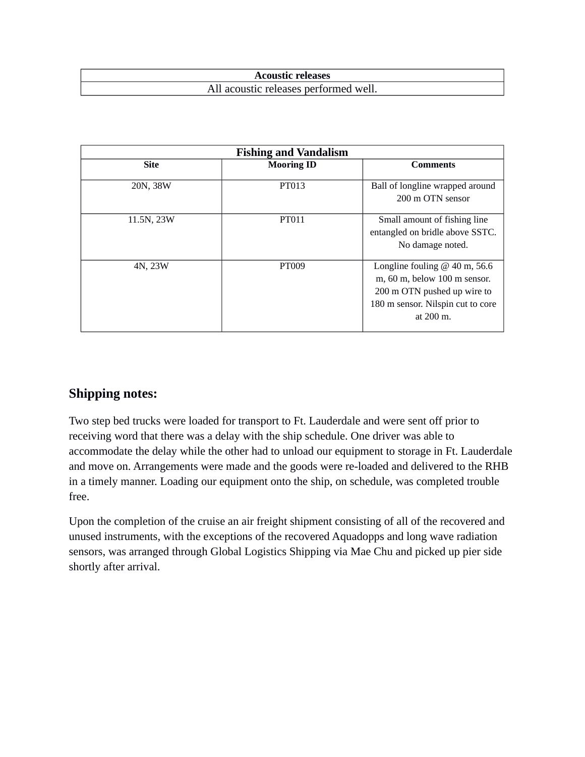| Acoustic releases |
| --- |
| All acoustic releases performed well. |

| Fishing and Vandalism | | |
| --- | --- | --- |
| **Site** | **Mooring ID** | **Comments** |
| 20N, 38W | PT013 | Ball of longline wrapped around 200 m OTN sensor |
| 11.5N, 23W | PT011 | Small amount of fishing line entangled on bridle above SSTC. No damage noted. |
| 4N, 23W | PT009 | Longline fouling @ 40 m, 56.6 m, 60 m, below 100 m sensor. 200 m OTN pushed up wire to 180 m sensor. Nilspin cut to core at 200 m. |

## Shipping notes:

Two step bed trucks were loaded for transport to Ft. Lauderdale and were sent off prior to receiving word that there was a delay with the ship schedule. One driver was able to accommodate the delay while the other had to unload our equipment to storage in Ft. Lauderdale and move on. Arrangements were made and the goods were re-loaded and delivered to the RHB in a timely manner. Loading our equipment onto the ship, on schedule, was completed trouble free.

Upon the completion of the cruise an air freight shipment consisting of all of the recovered and unused instruments, with the exceptions of the recovered Aquadopps and long wave radiation sensors, was arranged through Global Logistics Shipping via Mae Chu and picked up pier side shortly after arrival.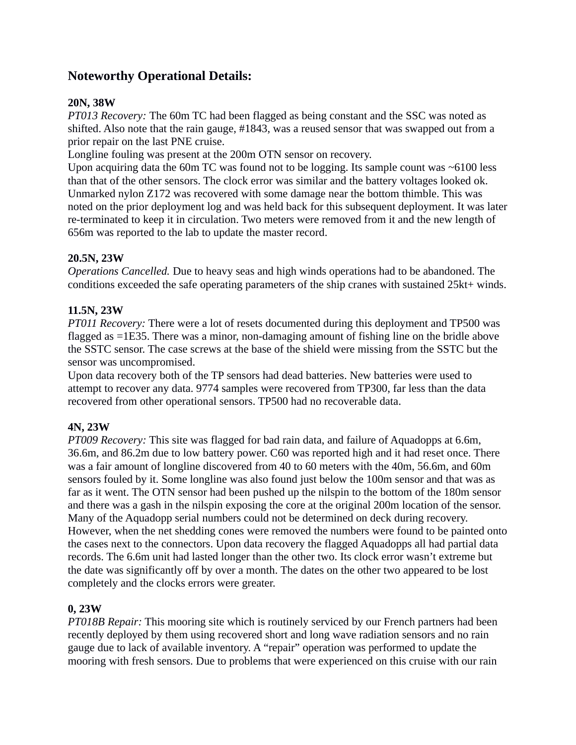## Noteworthy Operational Details:

**20N, 38W**

*PT013 Recovery:* The 60m TC had been flagged as being constant and the SSC was noted as shifted. Also note that the rain gauge, #1843, was a reused sensor that was swapped out from a prior repair on the last PNE cruise.

Longline fouling was present at the 200m OTN sensor on recovery.

Upon acquiring data the 60m TC was found not to be logging. Its sample count was ~6100 less than that of the other sensors. The clock error was similar and the battery voltages looked ok. Unmarked nylon Z172 was recovered with some damage near the bottom thimble. This was noted on the prior deployment log and was held back for this subsequent deployment. It was later re-terminated to keep it in circulation. Two meters were removed from it and the new length of 656m was reported to the lab to update the master record.

**20.5N, 23W**

*Operations Cancelled.* Due to heavy seas and high winds operations had to be abandoned. The conditions exceeded the safe operating parameters of the ship cranes with sustained 25kt+ winds.

**11.5N, 23W**

*PT011 Recovery:* There were a lot of resets documented during this deployment and TP500 was flagged as =1E35. There was a minor, non-damaging amount of fishing line on the bridle above the SSTC sensor. The case screws at the base of the shield were missing from the SSTC but the sensor was uncompromised.

Upon data recovery both of the TP sensors had dead batteries. New batteries were used to attempt to recover any data. 9774 samples were recovered from TP300, far less than the data recovered from other operational sensors. TP500 had no recoverable data.

**4N, 23W**

*PT009 Recovery:* This site was flagged for bad rain data, and failure of Aquadopps at 6.6m, 36.6m, and 86.2m due to low battery power. C60 was reported high and it had reset once. There was a fair amount of longline discovered from 40 to 60 meters with the 40m, 56.6m, and 60m sensors fouled by it. Some longline was also found just below the 100m sensor and that was as far as it went. The OTN sensor had been pushed up the nilspin to the bottom of the 180m sensor and there was a gash in the nilspin exposing the core at the original 200m location of the sensor. Many of the Aquadopp serial numbers could not be determined on deck during recovery. However, when the net shedding cones were removed the numbers were found to be painted onto the cases next to the connectors. Upon data recovery the flagged Aquadopps all had partial data records. The 6.6m unit had lasted longer than the other two. Its clock error wasn't extreme but the date was significantly off by over a month. The dates on the other two appeared to be lost completely and the clocks errors were greater.

**0, 23W**

*PT018B Repair:* This mooring site which is routinely serviced by our French partners had been recently deployed by them using recovered short and long wave radiation sensors and no rain gauge due to lack of available inventory. A "repair" operation was performed to update the mooring with fresh sensors. Due to problems that were experienced on this cruise with our rain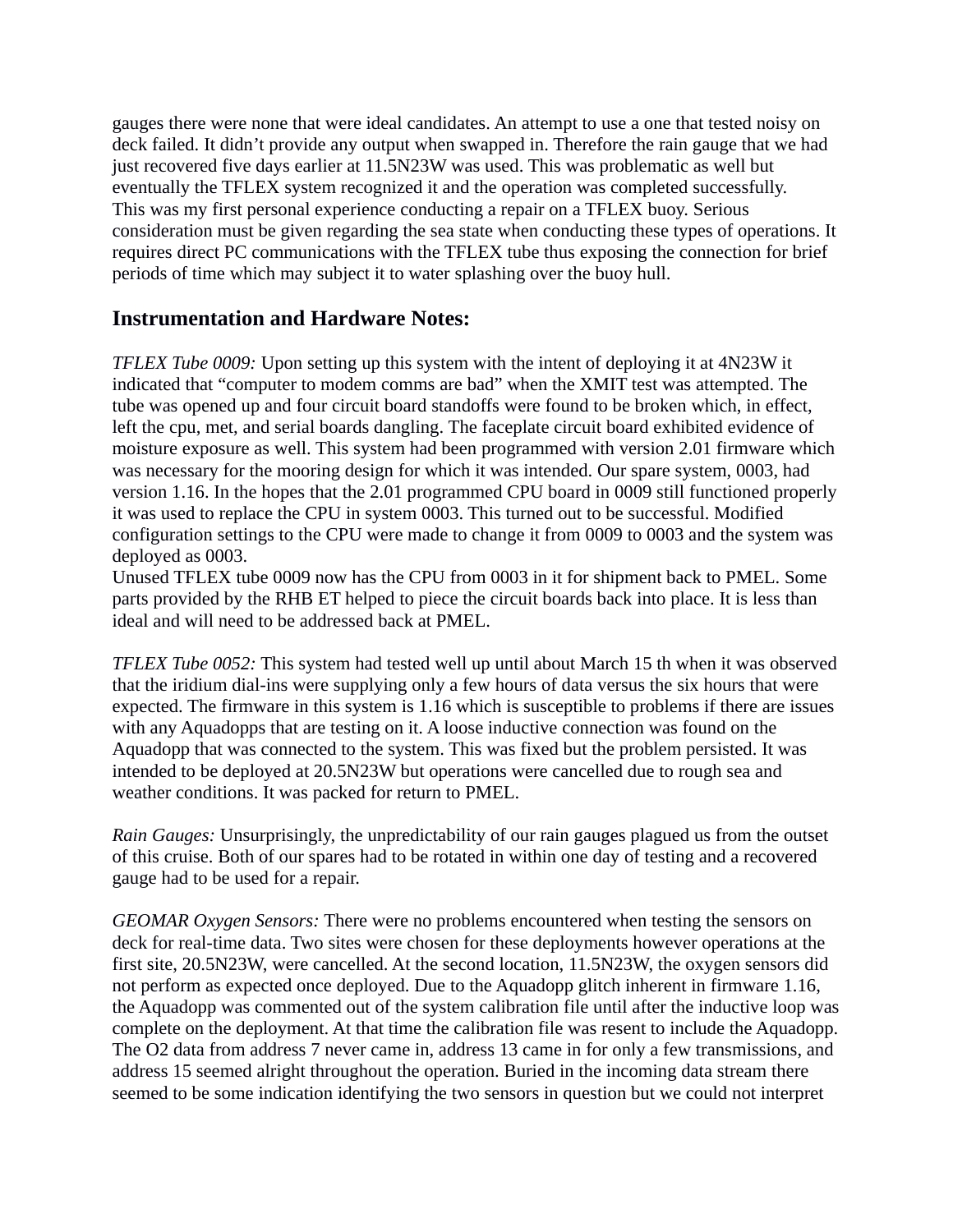gauges there were none that were ideal candidates. An attempt to use a one that tested noisy on deck failed. It didn't provide any output when swapped in. Therefore the rain gauge that we had just recovered five days earlier at 11.5N23W was used. This was problematic as well but eventually the TFLEX system recognized it and the operation was completed successfully.
This was my first personal experience conducting a repair on a TFLEX buoy. Serious consideration must be given regarding the sea state when conducting these types of operations. It requires direct PC communications with the TFLEX tube thus exposing the connection for brief periods of time which may subject it to water splashing over the buoy hull.

## Instrumentation and Hardware Notes:

*TFLEX Tube 0009:* Upon setting up this system with the intent of deploying it at 4N23W it indicated that "computer to modem comms are bad" when the XMIT test was attempted. The tube was opened up and four circuit board standoffs were found to be broken which, in effect, left the cpu, met, and serial boards dangling. The faceplate circuit board exhibited evidence of moisture exposure as well. This system had been programmed with version 2.01 firmware which was necessary for the mooring design for which it was intended. Our spare system, 0003, had version 1.16. In the hopes that the 2.01 programmed CPU board in 0009 still functioned properly it was used to replace the CPU in system 0003. This turned out to be successful. Modified configuration settings to the CPU were made to change it from 0009 to 0003 and the system was deployed as 0003.
Unused TFLEX tube 0009 now has the CPU from 0003 in it for shipment back to PMEL. Some parts provided by the RHB ET helped to piece the circuit boards back into place. It is less than ideal and will need to be addressed back at PMEL.

*TFLEX Tube 0052:* This system had tested well up until about March 15 th when it was observed that the iridium dial-ins were supplying only a few hours of data versus the six hours that were expected. The firmware in this system is 1.16 which is susceptible to problems if there are issues with any Aquadopps that are testing on it. A loose inductive connection was found on the Aquadopp that was connected to the system. This was fixed but the problem persisted. It was intended to be deployed at 20.5N23W but operations were cancelled due to rough sea and weather conditions. It was packed for return to PMEL.

*Rain Gauges:* Unsurprisingly, the unpredictability of our rain gauges plagued us from the outset of this cruise. Both of our spares had to be rotated in within one day of testing and a recovered gauge had to be used for a repair.

*GEOMAR Oxygen Sensors:* There were no problems encountered when testing the sensors on deck for real-time data. Two sites were chosen for these deployments however operations at the first site, 20.5N23W, were cancelled. At the second location, 11.5N23W, the oxygen sensors did not perform as expected once deployed. Due to the Aquadopp glitch inherent in firmware 1.16, the Aquadopp was commented out of the system calibration file until after the inductive loop was complete on the deployment. At that time the calibration file was resent to include the Aquadopp. The O2 data from address 7 never came in, address 13 came in for only a few transmissions, and address 15 seemed alright throughout the operation. Buried in the incoming data stream there seemed to be some indication identifying the two sensors in question but we could not interpret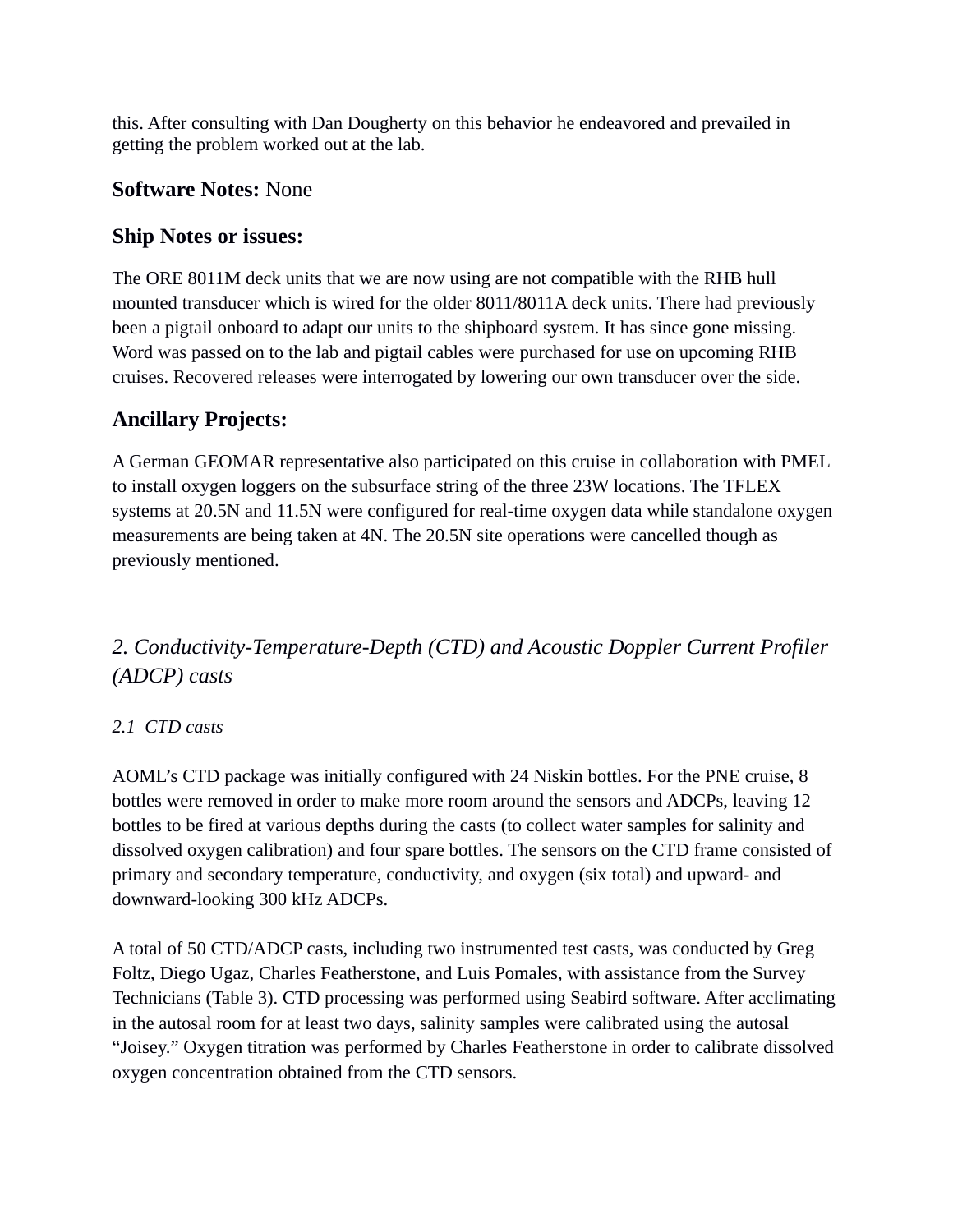this. After consulting with Dan Dougherty on this behavior he endeavored and prevailed in getting the problem worked out at the lab.

### **Software Notes:** None

### Ship Notes or issues:

The ORE 8011M deck units that we are now using are not compatible with the RHB hull mounted transducer which is wired for the older 8011/8011A deck units. There had previously been a pigtail onboard to adapt our units to the shipboard system. It has since gone missing. Word was passed on to the lab and pigtail cables were purchased for use on upcoming RHB cruises. Recovered releases were interrogated by lowering our own transducer over the side.

### Ancillary Projects:

A German GEOMAR representative also participated on this cruise in collaboration with PMEL to install oxygen loggers on the subsurface string of the three 23W locations. The TFLEX systems at 20.5N and 11.5N were configured for real-time oxygen data while standalone oxygen measurements are being taken at 4N. The 20.5N site operations were cancelled though as previously mentioned.

## *2. Conductivity-Temperature-Depth (CTD) and Acoustic Doppler Current Profiler (ADCP) casts*

### *2.1 CTD casts*

AOML's CTD package was initially configured with 24 Niskin bottles. For the PNE cruise, 8 bottles were removed in order to make more room around the sensors and ADCPs, leaving 12 bottles to be fired at various depths during the casts (to collect water samples for salinity and dissolved oxygen calibration) and four spare bottles. The sensors on the CTD frame consisted of primary and secondary temperature, conductivity, and oxygen (six total) and upward- and downward-looking 300 kHz ADCPs.

A total of 50 CTD/ADCP casts, including two instrumented test casts, was conducted by Greg Foltz, Diego Ugaz, Charles Featherstone, and Luis Pomales, with assistance from the Survey Technicians (Table 3). CTD processing was performed using Seabird software. After acclimating in the autosal room for at least two days, salinity samples were calibrated using the autosal "Joisey." Oxygen titration was performed by Charles Featherstone in order to calibrate dissolved oxygen concentration obtained from the CTD sensors.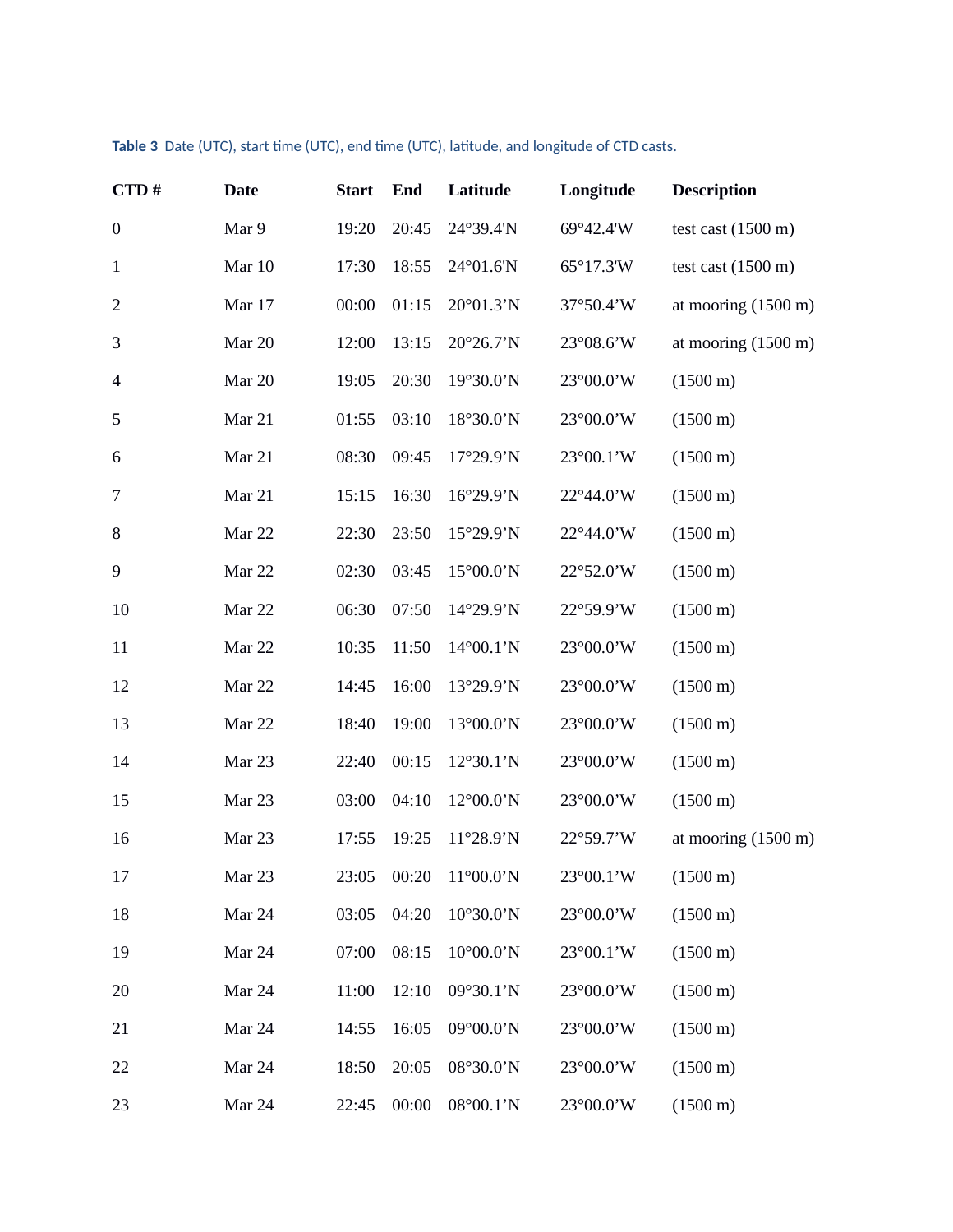**Table 3** Date (UTC), start time (UTC), end time (UTC), latitude, and longitude of CTD casts.

| CTD # | Date | Start | End | Latitude | Longitude | Description |
|---|---|---|---|---|---|---|
| 0 | Mar 9 | 19:20 | 20:45 | 24°39.4'N | 69°42.4'W | test cast (1500 m) |
| 1 | Mar 10 | 17:30 | 18:55 | 24°01.6'N | 65°17.3'W | test cast (1500 m) |
| 2 | Mar 17 | 00:00 | 01:15 | 20°01.3'N | 37°50.4'W | at mooring (1500 m) |
| 3 | Mar 20 | 12:00 | 13:15 | 20°26.7'N | 23°08.6'W | at mooring (1500 m) |
| 4 | Mar 20 | 19:05 | 20:30 | 19°30.0'N | 23°00.0'W | (1500 m) |
| 5 | Mar 21 | 01:55 | 03:10 | 18°30.0'N | 23°00.0'W | (1500 m) |
| 6 | Mar 21 | 08:30 | 09:45 | 17°29.9'N | 23°00.1'W | (1500 m) |
| 7 | Mar 21 | 15:15 | 16:30 | 16°29.9'N | 22°44.0'W | (1500 m) |
| 8 | Mar 22 | 22:30 | 23:50 | 15°29.9'N | 22°44.0'W | (1500 m) |
| 9 | Mar 22 | 02:30 | 03:45 | 15°00.0'N | 22°52.0'W | (1500 m) |
| 10 | Mar 22 | 06:30 | 07:50 | 14°29.9'N | 22°59.9'W | (1500 m) |
| 11 | Mar 22 | 10:35 | 11:50 | 14°00.1'N | 23°00.0'W | (1500 m) |
| 12 | Mar 22 | 14:45 | 16:00 | 13°29.9'N | 23°00.0'W | (1500 m) |
| 13 | Mar 22 | 18:40 | 19:00 | 13°00.0'N | 23°00.0'W | (1500 m) |
| 14 | Mar 23 | 22:40 | 00:15 | 12°30.1'N | 23°00.0'W | (1500 m) |
| 15 | Mar 23 | 03:00 | 04:10 | 12°00.0'N | 23°00.0'W | (1500 m) |
| 16 | Mar 23 | 17:55 | 19:25 | 11°28.9'N | 22°59.7'W | at mooring (1500 m) |
| 17 | Mar 23 | 23:05 | 00:20 | 11°00.0'N | 23°00.1'W | (1500 m) |
| 18 | Mar 24 | 03:05 | 04:20 | 10°30.0'N | 23°00.0'W | (1500 m) |
| 19 | Mar 24 | 07:00 | 08:15 | 10°00.0'N | 23°00.1'W | (1500 m) |
| 20 | Mar 24 | 11:00 | 12:10 | 09°30.1'N | 23°00.0'W | (1500 m) |
| 21 | Mar 24 | 14:55 | 16:05 | 09°00.0'N | 23°00.0'W | (1500 m) |
| 22 | Mar 24 | 18:50 | 20:05 | 08°30.0'N | 23°00.0'W | (1500 m) |
| 23 | Mar 24 | 22:45 | 00:00 | 08°00.1'N | 23°00.0'W | (1500 m) |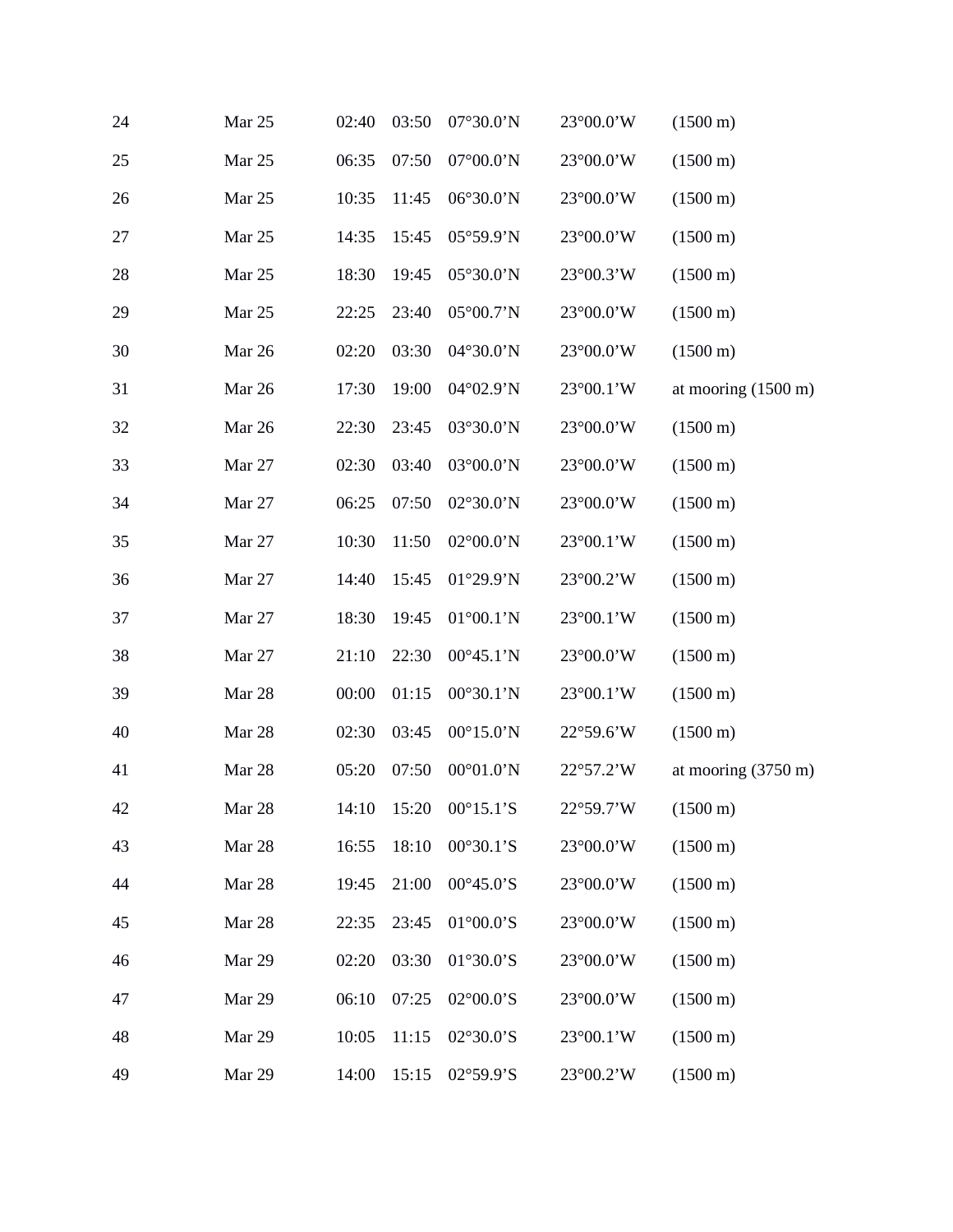| | | | | | | |
|---|---|---|---|---|---|---|
| 24 | Mar 25 | 02:40 | 03:50 | 07°30.0’N | 23°00.0’W | (1500 m) |
| 25 | Mar 25 | 06:35 | 07:50 | 07°00.0’N | 23°00.0’W | (1500 m) |
| 26 | Mar 25 | 10:35 | 11:45 | 06°30.0’N | 23°00.0’W | (1500 m) |
| 27 | Mar 25 | 14:35 | 15:45 | 05°59.9’N | 23°00.0’W | (1500 m) |
| 28 | Mar 25 | 18:30 | 19:45 | 05°30.0’N | 23°00.3’W | (1500 m) |
| 29 | Mar 25 | 22:25 | 23:40 | 05°00.7’N | 23°00.0’W | (1500 m) |
| 30 | Mar 26 | 02:20 | 03:30 | 04°30.0’N | 23°00.0’W | (1500 m) |
| 31 | Mar 26 | 17:30 | 19:00 | 04°02.9’N | 23°00.1’W | at mooring (1500 m) |
| 32 | Mar 26 | 22:30 | 23:45 | 03°30.0’N | 23°00.0’W | (1500 m) |
| 33 | Mar 27 | 02:30 | 03:40 | 03°00.0’N | 23°00.0’W | (1500 m) |
| 34 | Mar 27 | 06:25 | 07:50 | 02°30.0’N | 23°00.0’W | (1500 m) |
| 35 | Mar 27 | 10:30 | 11:50 | 02°00.0’N | 23°00.1’W | (1500 m) |
| 36 | Mar 27 | 14:40 | 15:45 | 01°29.9’N | 23°00.2’W | (1500 m) |
| 37 | Mar 27 | 18:30 | 19:45 | 01°00.1’N | 23°00.1’W | (1500 m) |
| 38 | Mar 27 | 21:10 | 22:30 | 00°45.1’N | 23°00.0’W | (1500 m) |
| 39 | Mar 28 | 00:00 | 01:15 | 00°30.1’N | 23°00.1’W | (1500 m) |
| 40 | Mar 28 | 02:30 | 03:45 | 00°15.0’N | 22°59.6’W | (1500 m) |
| 41 | Mar 28 | 05:20 | 07:50 | 00°01.0’N | 22°57.2’W | at mooring (3750 m) |
| 42 | Mar 28 | 14:10 | 15:20 | 00°15.1’S | 22°59.7’W | (1500 m) |
| 43 | Mar 28 | 16:55 | 18:10 | 00°30.1’S | 23°00.0’W | (1500 m) |
| 44 | Mar 28 | 19:45 | 21:00 | 00°45.0’S | 23°00.0’W | (1500 m) |
| 45 | Mar 28 | 22:35 | 23:45 | 01°00.0’S | 23°00.0’W | (1500 m) |
| 46 | Mar 29 | 02:20 | 03:30 | 01°30.0’S | 23°00.0’W | (1500 m) |
| 47 | Mar 29 | 06:10 | 07:25 | 02°00.0’S | 23°00.0’W | (1500 m) |
| 48 | Mar 29 | 10:05 | 11:15 | 02°30.0’S | 23°00.1’W | (1500 m) |
| 49 | Mar 29 | 14:00 | 15:15 | 02°59.9’S | 23°00.2’W | (1500 m) |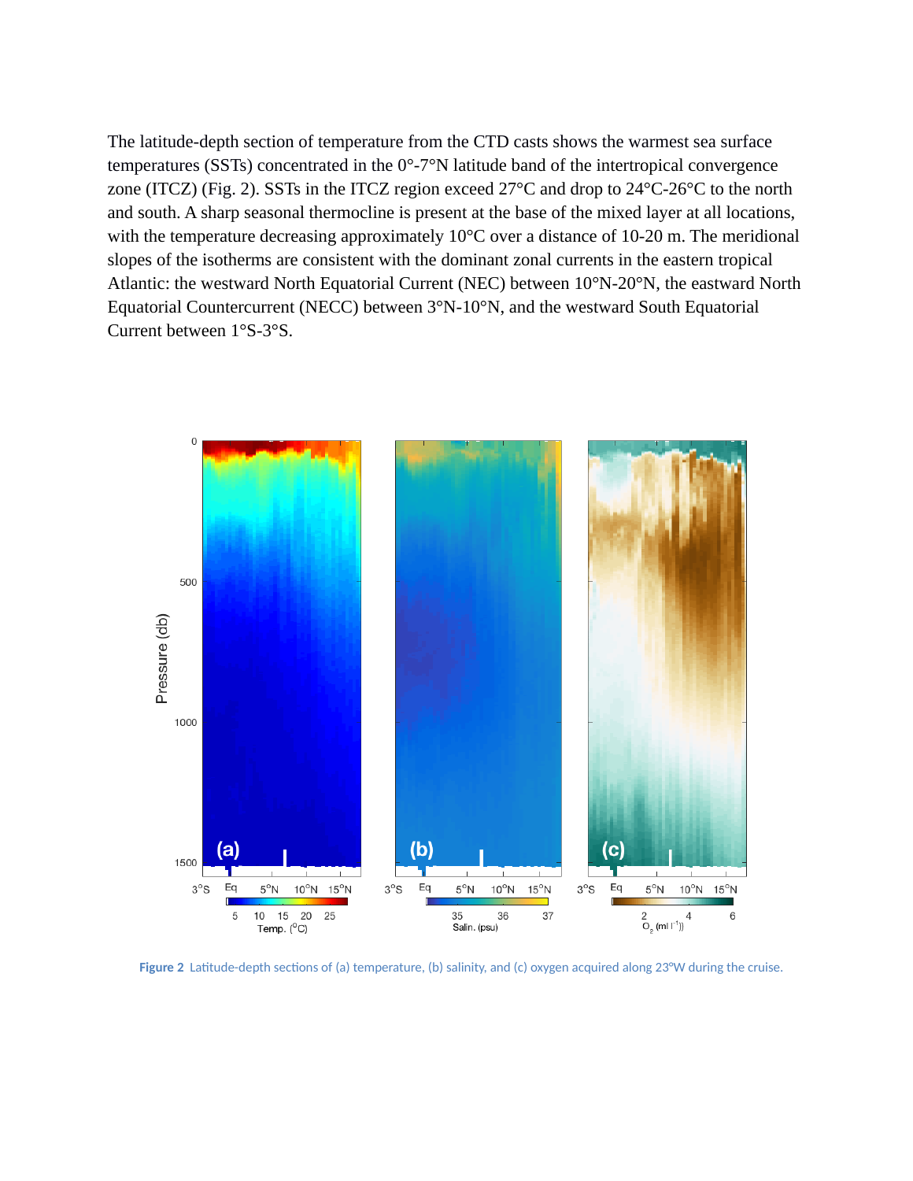The latitude-depth section of temperature from the CTD casts shows the warmest sea surface temperatures (SSTs) concentrated in the 0°-7°N latitude band of the intertropical convergence zone (ITCZ) (Fig. 2). SSTs in the ITCZ region exceed 27°C and drop to 24°C-26°C to the north and south. A sharp seasonal thermocline is present at the base of the mixed layer at all locations, with the temperature decreasing approximately 10°C over a distance of 10-20 m. The meridional slopes of the isotherms are consistent with the dominant zonal currents in the eastern tropical Atlantic: the westward North Equatorial Current (NEC) between 10°N-20°N, the eastward North Equatorial Countercurrent (NECC) between 3°N-10°N, and the westward South Equatorial Current between 1°S-3°S.

**Figure 2** Latitude-depth sections of (a) temperature, (b) salinity, and (c) oxygen acquired along 23°W during the cruise.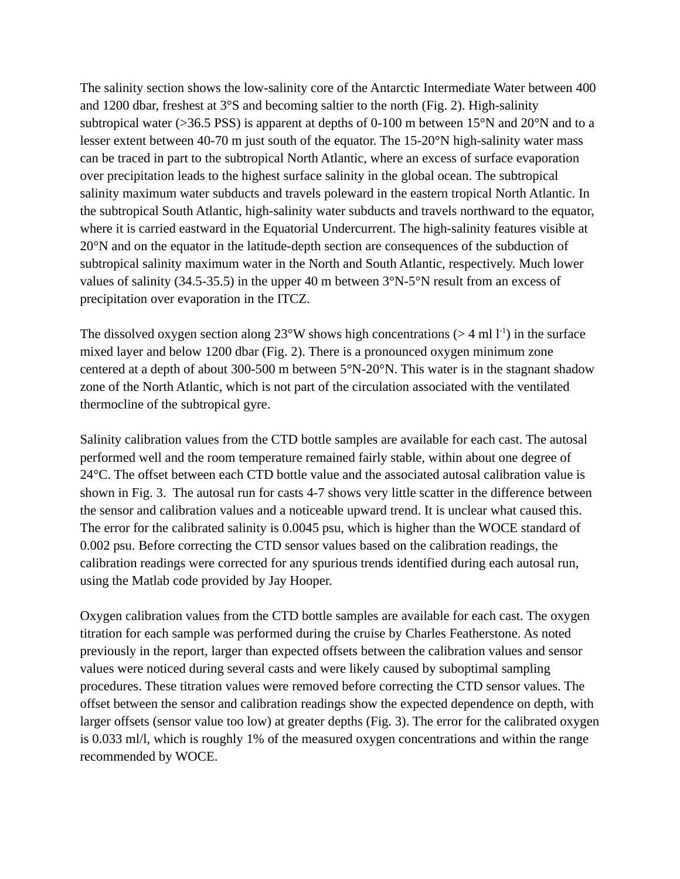The salinity section shows the low-salinity core of the Antarctic Intermediate Water between 400 and 1200 dbar, freshest at 3°S and becoming saltier to the north (Fig. 2). High-salinity subtropical water (>36.5 PSS) is apparent at depths of 0-100 m between 15°N and 20°N and to a lesser extent between 40-70 m just south of the equator. The 15-20°N high-salinity water mass can be traced in part to the subtropical North Atlantic, where an excess of surface evaporation over precipitation leads to the highest surface salinity in the global ocean. The subtropical salinity maximum water subducts and travels poleward in the eastern tropical North Atlantic. In the subtropical South Atlantic, high-salinity water subducts and travels northward to the equator, where it is carried eastward in the Equatorial Undercurrent. The high-salinity features visible at 20°N and on the equator in the latitude-depth section are consequences of the subduction of subtropical salinity maximum water in the North and South Atlantic, respectively. Much lower values of salinity (34.5-35.5) in the upper 40 m between 3°N-5°N result from an excess of precipitation over evaporation in the ITCZ.

The dissolved oxygen section along 23°W shows high concentrations (> 4 ml $l^{-1}$) in the surface mixed layer and below 1200 dbar (Fig. 2). There is a pronounced oxygen minimum zone centered at a depth of about 300-500 m between 5°N-20°N. This water is in the stagnant shadow zone of the North Atlantic, which is not part of the circulation associated with the ventilated thermocline of the subtropical gyre.

Salinity calibration values from the CTD bottle samples are available for each cast. The autosal performed well and the room temperature remained fairly stable, within about one degree of 24°C. The offset between each CTD bottle value and the associated autosal calibration value is shown in Fig. 3. The autosal run for casts 4-7 shows very little scatter in the difference between the sensor and calibration values and a noticeable upward trend. It is unclear what caused this. The error for the calibrated salinity is 0.0045 psu, which is higher than the WOCE standard of 0.002 psu. Before correcting the CTD sensor values based on the calibration readings, the calibration readings were corrected for any spurious trends identified during each autosal run, using the Matlab code provided by Jay Hooper.

Oxygen calibration values from the CTD bottle samples are available for each cast. The oxygen titration for each sample was performed during the cruise by Charles Featherstone. As noted previously in the report, larger than expected offsets between the calibration values and sensor values were noticed during several casts and were likely caused by suboptimal sampling procedures. These titration values were removed before correcting the CTD sensor values. The offset between the sensor and calibration readings show the expected dependence on depth, with larger offsets (sensor value too low) at greater depths (Fig. 3). The error for the calibrated oxygen is 0.033 ml/l, which is roughly 1% of the measured oxygen concentrations and within the range recommended by WOCE.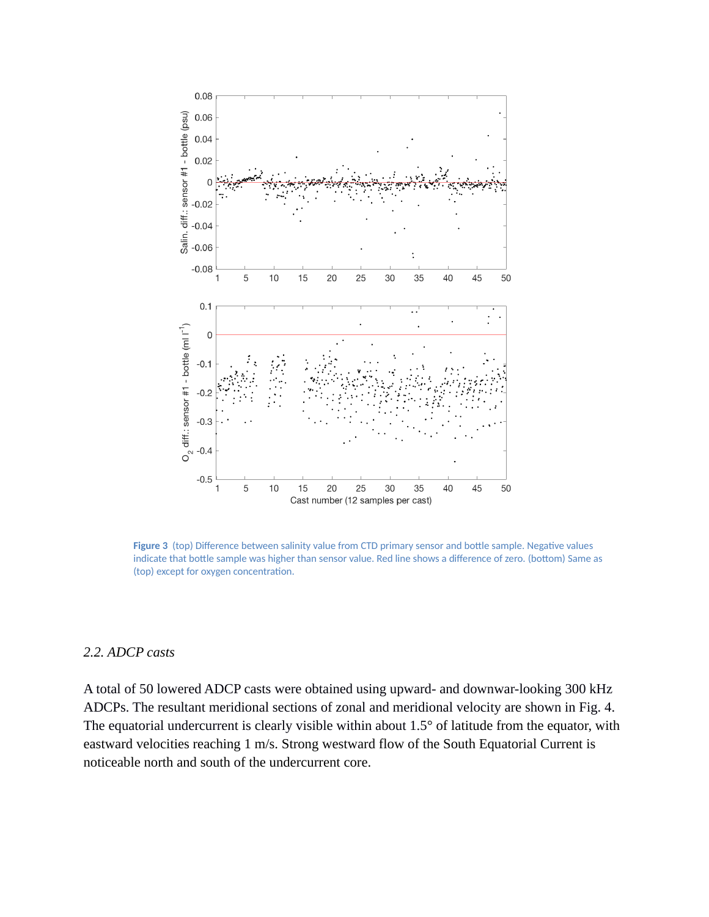**Figure 3** (top) Difference between salinity value from CTD primary sensor and bottle sample. Negative values indicate that bottle sample was higher than sensor value. Red line shows a difference of zero. (bottom) Same as (top) except for oxygen concentration.

### *2.2. ADCP casts*

A total of 50 lowered ADCP casts were obtained using upward- and downwar-looking 300 kHz ADCPs. The resultant meridional sections of zonal and meridional velocity are shown in Fig. 4. The equatorial undercurrent is clearly visible within about 1.5° of latitude from the equator, with eastward velocities reaching 1 m/s. Strong westward flow of the South Equatorial Current is noticeable north and south of the undercurrent core.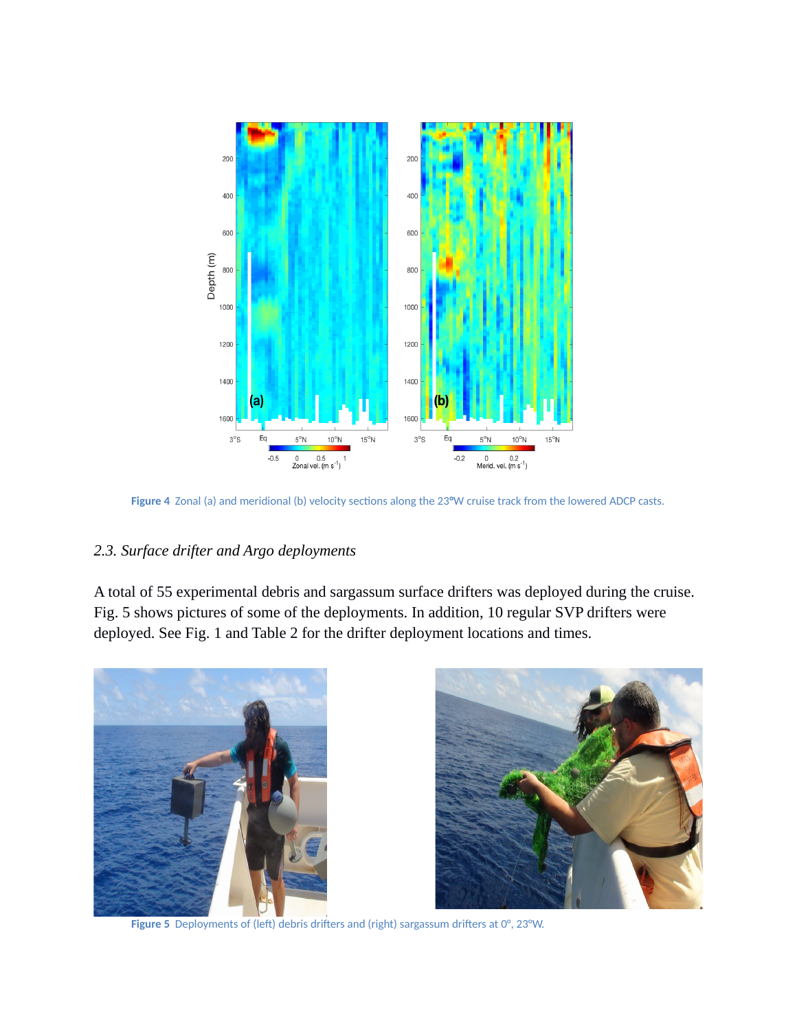Figure 4 Zonal (a) and meridional (b) velocity sections along the 23°W cruise track from the lowered ADCP casts.

### 2.3. Surface drifter and Argo deployments

A total of 55 experimental debris and sargassum surface drifters was deployed during the cruise. Fig. 5 shows pictures of some of the deployments. In addition, 10 regular SVP drifters were deployed. See Fig. 1 and Table 2 for the drifter deployment locations and times.

Figure 5 Deployments of (left) debris drifters and (right) sargassum drifters at 0°, 23°W.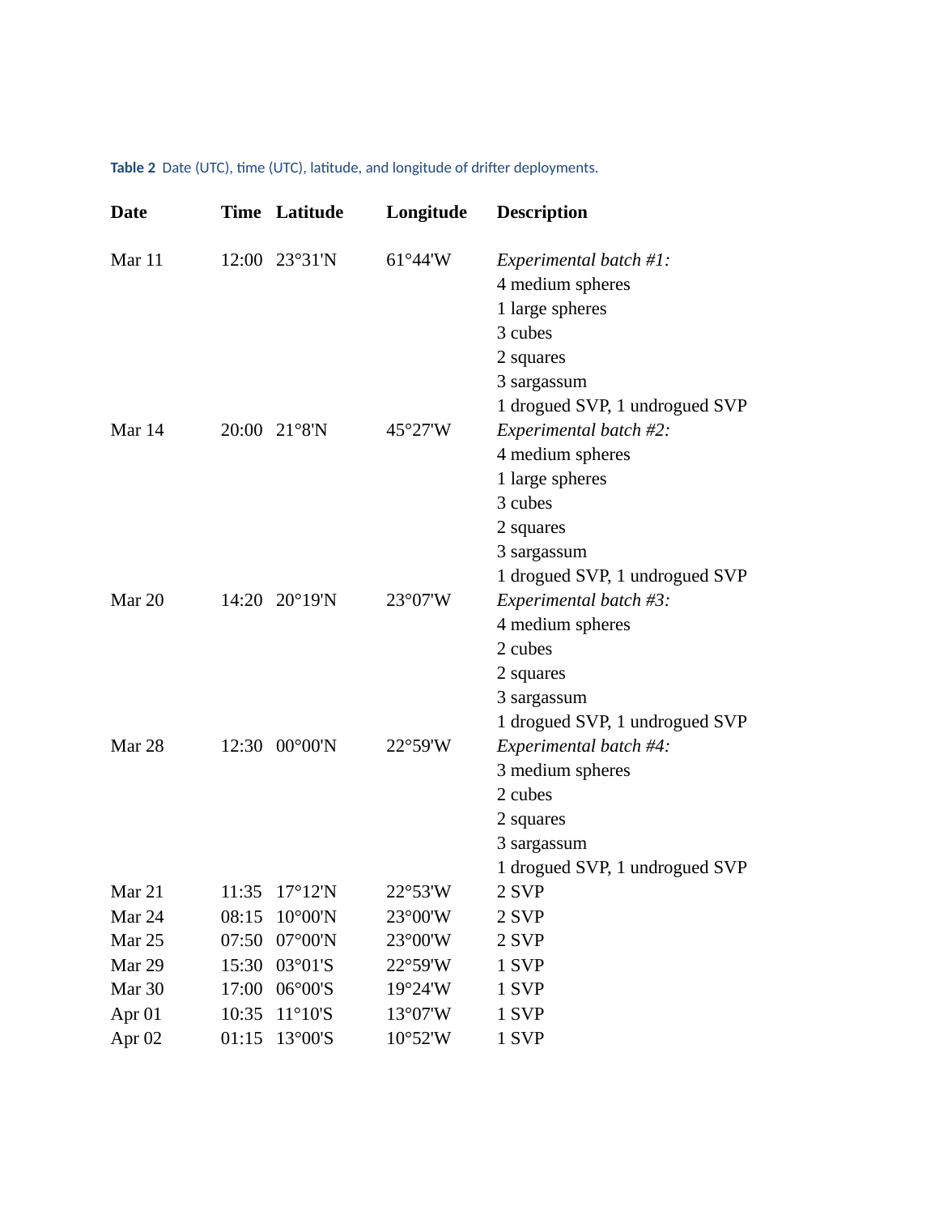**Table 2** Date (UTC), time (UTC), latitude, and longitude of drifter deployments.

| Date | Time | Latitude | Longitude | Description |
|---|---|---|---|---|
| Mar 11 | 12:00 | 23°31'N | 61°44'W | *Experimental batch #1:*<br>4 medium spheres<br>1 large spheres<br>3 cubes<br>2 squares<br>3 sargassum<br>1 drogued SVP, 1 undrogued SVP |
| Mar 14 | 20:00 | 21°8'N | 45°27'W | *Experimental batch #2:*<br>4 medium spheres<br>1 large spheres<br>3 cubes<br>2 squares<br>3 sargassum<br>1 drogued SVP, 1 undrogued SVP |
| Mar 20 | 14:20 | 20°19'N | 23°07'W | *Experimental batch #3:*<br>4 medium spheres<br>2 cubes<br>2 squares<br>3 sargassum<br>1 drogued SVP, 1 undrogued SVP |
| Mar 28 | 12:30 | 00°00'N | 22°59'W | *Experimental batch #4:*<br>3 medium spheres<br>2 cubes<br>2 squares<br>3 sargassum<br>1 drogued SVP, 1 undrogued SVP |
| Mar 21 | 11:35 | 17°12'N | 22°53'W | 2 SVP |
| Mar 24 | 08:15 | 10°00'N | 23°00'W | 2 SVP |
| Mar 25 | 07:50 | 07°00'N | 23°00'W | 2 SVP |
| Mar 29 | 15:30 | 03°01'S | 22°59'W | 1 SVP |
| Mar 30 | 17:00 | 06°00'S | 19°24'W | 1 SVP |
| Apr 01 | 10:35 | 11°10'S | 13°07'W | 1 SVP |
| Apr 02 | 01:15 | 13°00'S | 10°52'W | 1 SVP |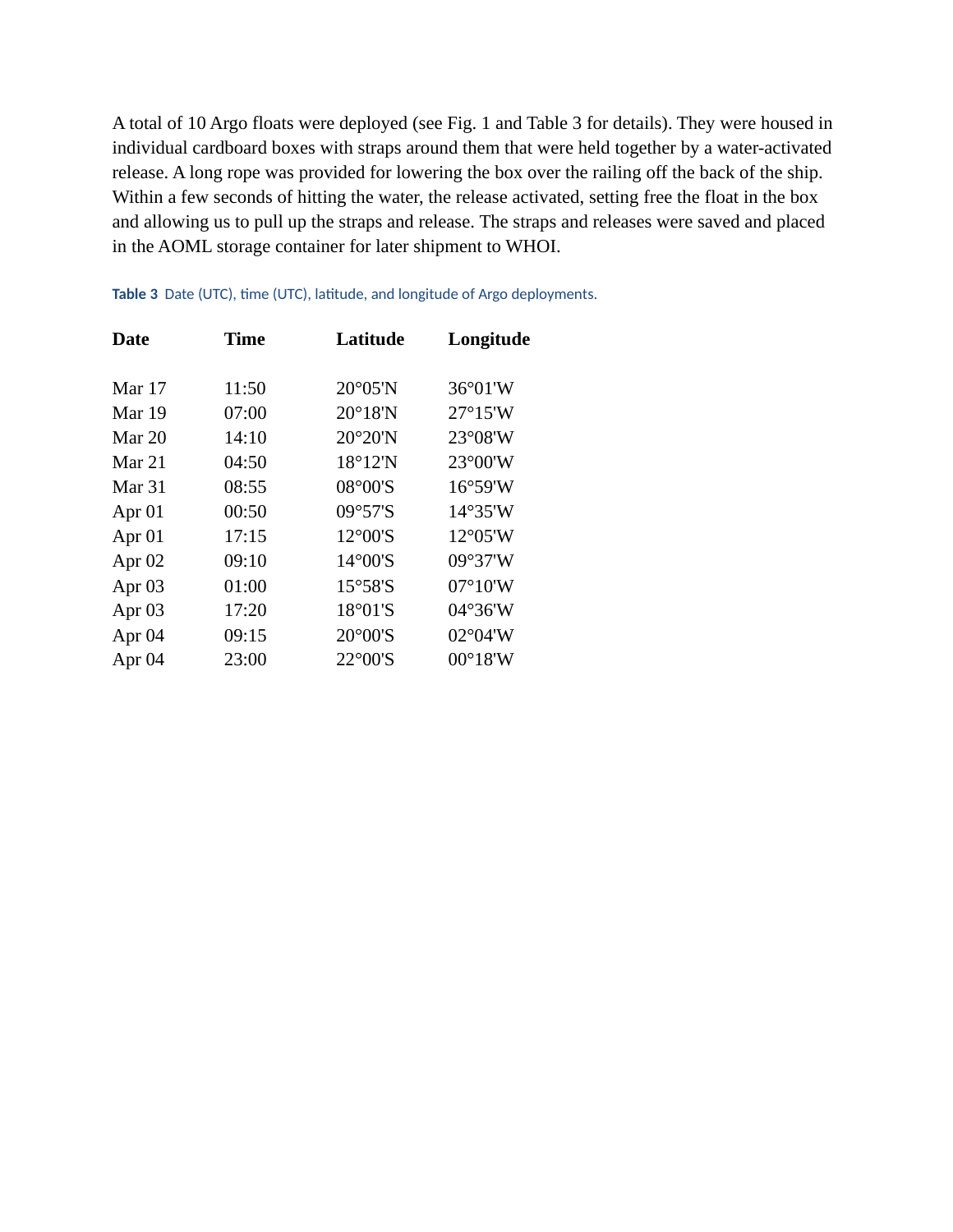A total of 10 Argo floats were deployed (see Fig. 1 and Table 3 for details). They were housed in individual cardboard boxes with straps around them that were held together by a water-activated release. A long rope was provided for lowering the box over the railing off the back of the ship. Within a few seconds of hitting the water, the release activated, setting free the float in the box and allowing us to pull up the straps and release. The straps and releases were saved and placed in the AOML storage container for later shipment to WHOI.

**Table 3** Date (UTC), time (UTC), latitude, and longitude of Argo deployments.

| Date | Time | Latitude | Longitude |
|---|---|---|---|
| Mar 17 | 11:50 | 20°05'N | 36°01'W |
| Mar 19 | 07:00 | 20°18'N | 27°15'W |
| Mar 20 | 14:10 | 20°20'N | 23°08'W |
| Mar 21 | 04:50 | 18°12'N | 23°00'W |
| Mar 31 | 08:55 | 08°00'S | 16°59'W |
| Apr 01 | 00:50 | 09°57'S | 14°35'W |
| Apr 01 | 17:15 | 12°00'S | 12°05'W |
| Apr 02 | 09:10 | 14°00'S | 09°37'W |
| Apr 03 | 01:00 | 15°58'S | 07°10'W |
| Apr 03 | 17:20 | 18°01'S | 04°36'W |
| Apr 04 | 09:15 | 20°00'S | 02°04'W |
| Apr 04 | 23:00 | 22°00'S | 00°18'W |